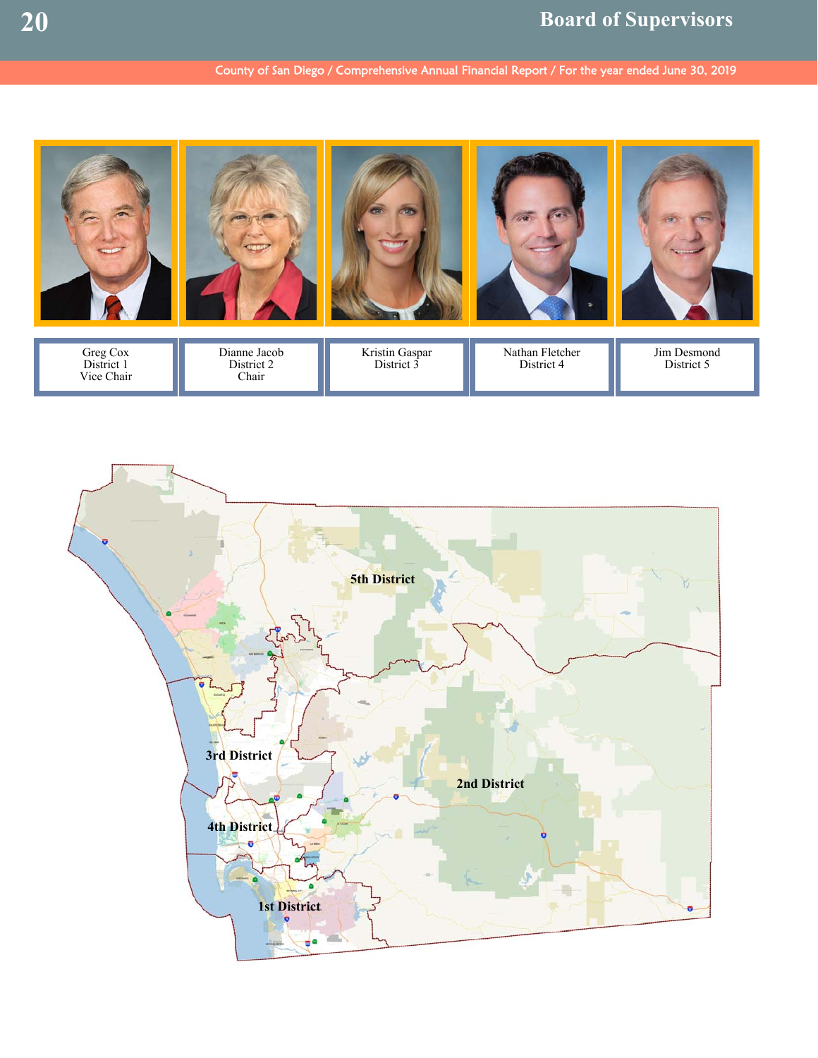# Board of Supervisors

| Greg Cox | Dianne Jacob | Kristin Gaspar | Nathan Fletcher | Jim Desmond |
|---|---|---|---|---|
| District 1 | District 2 | District 3 | District 4 | District 5 |
| Vice Chair | Chair | | | |

5th District

3rd District

2nd District

4th District

1st District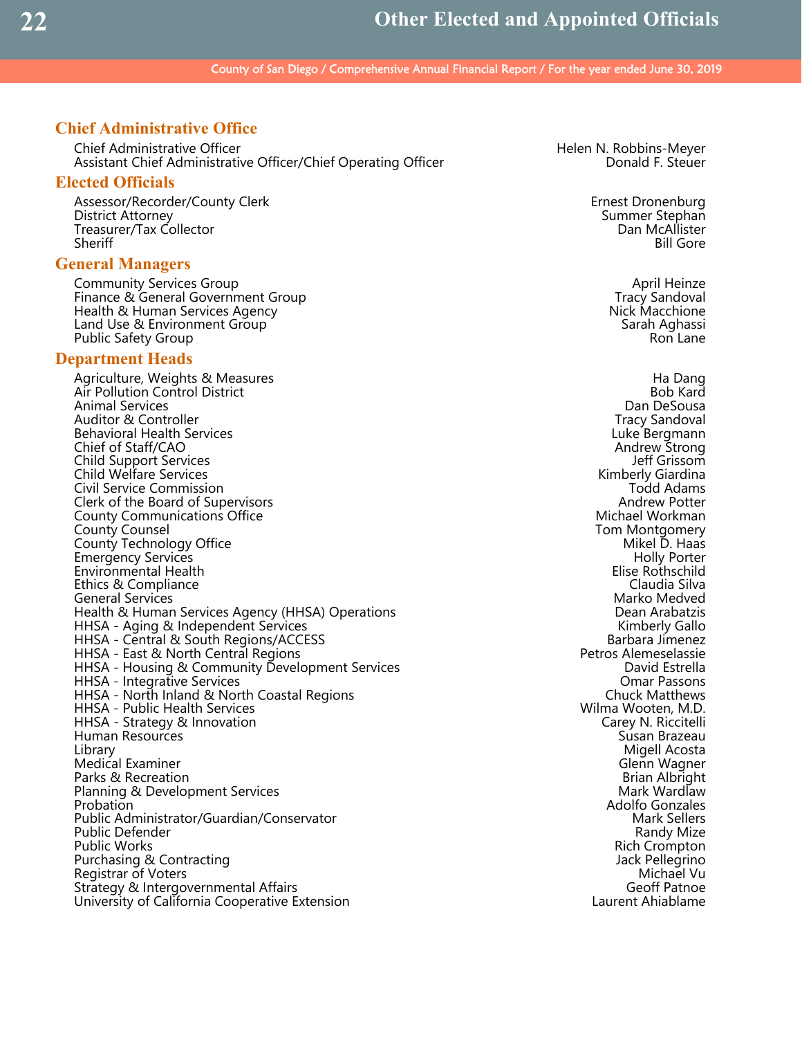# Other Elected and Appointed Officials

## Chief Administrative Office

| | |
|---|---|
| Chief Administrative Officer | Helen N. Robbins-Meyer |
| Assistant Chief Administrative Officer/Chief Operating Officer | Donald F. Steuer |

## Elected Officials

| | |
|---|---|
| Assessor/Recorder/County Clerk | Ernest Dronenburg |
| District Attorney | Summer Stephan |
| Treasurer/Tax Collector | Dan McAllister |
| Sheriff | Bill Gore |

## General Managers

| | |
|---|---|
| Community Services Group | April Heinze |
| Finance & General Government Group | Tracy Sandoval |
| Health & Human Services Agency | Nick Macchione |
| Land Use & Environment Group | Sarah Aghassi |
| Public Safety Group | Ron Lane |

## Department Heads

| | |
|---|---|
| Agriculture, Weights & Measures | Ha Dang |
| Air Pollution Control District | Bob Kard |
| Animal Services | Dan DeSousa |
| Auditor & Controller | Tracy Sandoval |
| Behavioral Health Services | Luke Bergmann |
| Chief of Staff/CAO | Andrew Strong |
| Child Support Services | Jeff Grissom |
| Child Welfare Services | Kimberly Giardina |
| Civil Service Commission | Todd Adams |
| Clerk of the Board of Supervisors | Andrew Potter |
| County Communications Office | Michael Workman |
| County Counsel | Tom Montgomery |
| County Technology Office | Mikel D. Haas |
| Emergency Services | Holly Porter |
| Environmental Health | Elise Rothschild |
| Ethics & Compliance | Claudia Silva |
| General Services | Marko Medved |
| Health & Human Services Agency (HHSA) Operations | Dean Arabatzis |
| HHSA - Aging & Independent Services | Kimberly Gallo |
| HHSA - Central & South Regions/ACCESS | Barbara Jimenez |
| HHSA - East & North Central Regions | Petros Alemeselassie |
| HHSA - Housing & Community Development Services | David Estrella |
| HHSA - Integrative Services | Omar Passons |
| HHSA - North Inland & North Coastal Regions | Chuck Matthews |
| HHSA - Public Health Services | Wilma Wooten, M.D. |
| HHSA - Strategy & Innovation | Carey N. Riccitelli |
| Human Resources | Susan Brazeau |
| Library | Migell Acosta |
| Medical Examiner | Glenn Wagner |
| Parks & Recreation | Brian Albright |
| Planning & Development Services | Mark Wardlaw |
| Probation | Adolfo Gonzales |
| Public Administrator/Guardian/Conservator | Mark Sellers |
| Public Defender | Randy Mize |
| Public Works | Rich Crompton |
| Purchasing & Contracting | Jack Pellegrino |
| Registrar of Voters | Michael Vu |
| Strategy & Intergovernmental Affairs | Geoff Patnoe |
| University of California Cooperative Extension | Laurent Ahiablame |